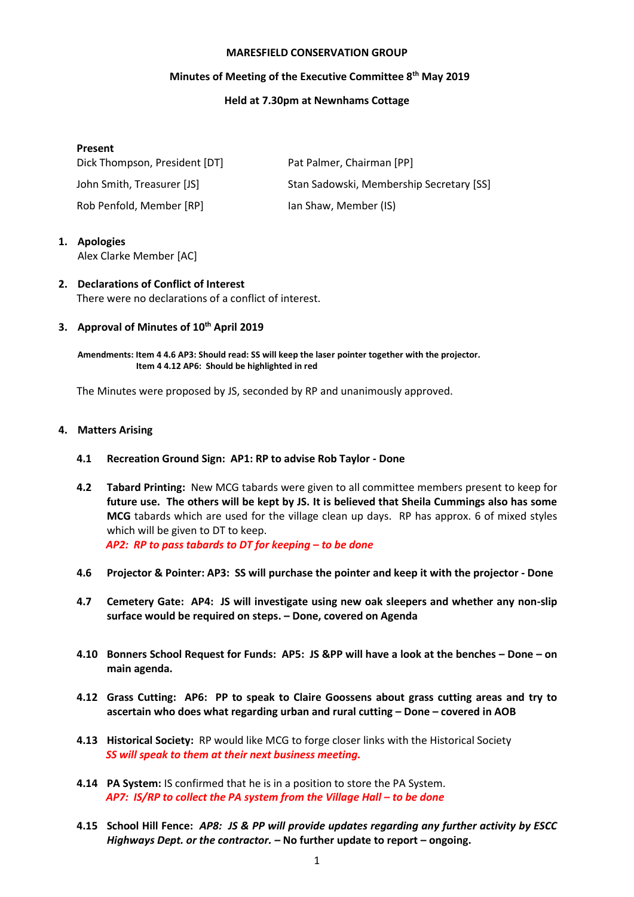**MARESFIELD CONSERVATION GROUP**

**Minutes of Meeting of the Executive Committee 8th May 2019**

**Held at 7.30pm at Newnhams Cottage**

**Present**

| | |
|---|---|
| Dick Thompson, President [DT] | Pat Palmer, Chairman [PP] |
| John Smith, Treasurer [JS] | Stan Sadowski, Membership Secretary [SS] |
| Rob Penfold, Member [RP] | Ian Shaw, Member (IS) |

1. **Apologies**
   Alex Clarke Member [AC]

2. **Declarations of Conflict of Interest**
   There were no declarations of a conflict of interest.

3. **Approval of Minutes of 10th April 2019**

   **Amendments: Item 4 4.6 AP3: Should read: SS will keep the laser pointer together with the projector.**
   **Item 4 4.12 AP6: Should be highlighted in red**

   The Minutes were proposed by JS, seconded by RP and unanimously approved.

4. **Matters Arising**

   **4.1 Recreation Ground Sign: AP1: RP to advise Rob Taylor - Done**

   **4.2 Tabard Printing:** New MCG tabards were given to all committee members present to keep for **future use. The others will be kept by JS. It is believed that Sheila Cummings also has some MCG** tabards which are used for the village clean up days. RP has approx. 6 of mixed styles which will be given to DT to keep.
   ***AP2: RP to pass tabards to DT for keeping – to be done***

   **4.6 Projector & Pointer: AP3: SS will purchase the pointer and keep it with the projector - Done**

   **4.7 Cemetery Gate: AP4: JS will investigate using new oak sleepers and whether any non-slip surface would be required on steps. – Done, covered on Agenda**

   **4.10 Bonners School Request for Funds: AP5: JS &PP will have a look at the benches – Done – on main agenda.**

   **4.12 Grass Cutting: AP6: PP to speak to Claire Goossens about grass cutting areas and try to ascertain who does what regarding urban and rural cutting – Done – covered in AOB**

   **4.13 Historical Society:** RP would like MCG to forge closer links with the Historical Society
   ***SS will speak to them at their next business meeting.***

   **4.14 PA System:** IS confirmed that he is in a position to store the PA System.
   ***AP7: IS/RP to collect the PA system from the Village Hall – to be done***

   **4.15 School Hill Fence:** ***AP8: JS & PP will provide updates regarding any further activity by ESCC Highways Dept. or the contractor.*** **– No further update to report – ongoing.**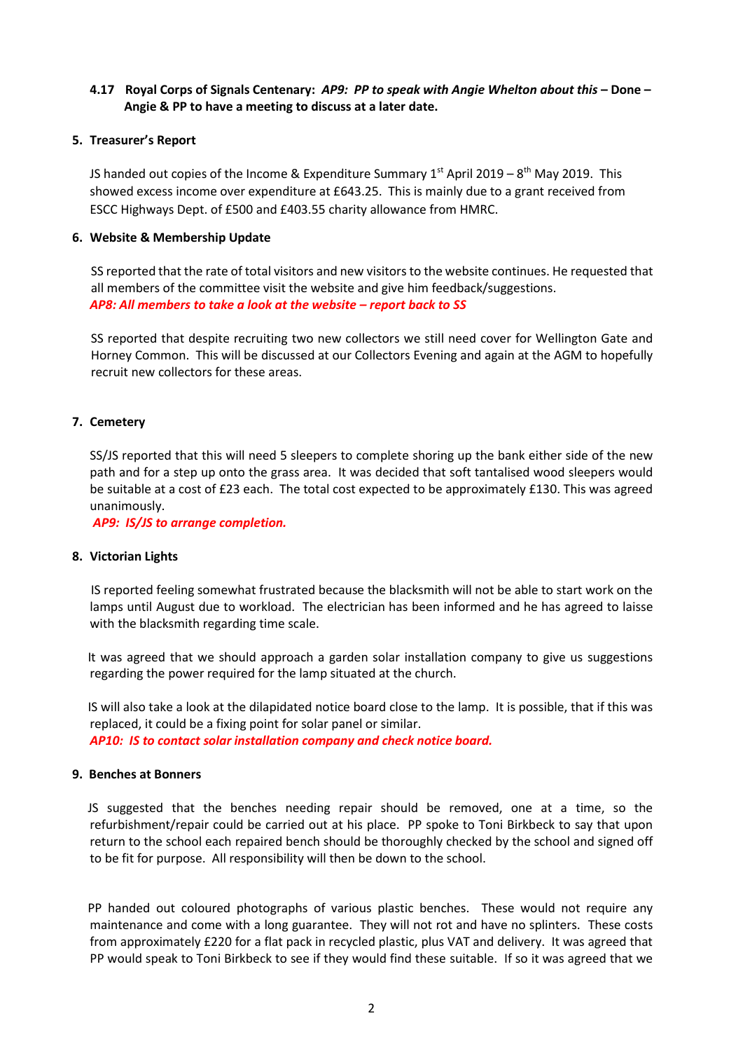**4.17 Royal Corps of Signals Centenary:** ***AP9: PP to speak with Angie Whelton about this*** **– Done – Angie & PP to have a meeting to discuss at a later date.**

## 5. Treasurer's Report

JS handed out copies of the Income & Expenditure Summary 1st April 2019 – 8th May 2019. This showed excess income over expenditure at £643.25. This is mainly due to a grant received from ESCC Highways Dept. of £500 and £403.55 charity allowance from HMRC.

## 6. Website & Membership Update

SS reported that the rate of total visitors and new visitors to the website continues. He requested that all members of the committee visit the website and give him feedback/suggestions.
***AP8: All members to take a look at the website – report back to SS***

SS reported that despite recruiting two new collectors we still need cover for Wellington Gate and Horney Common. This will be discussed at our Collectors Evening and again at the AGM to hopefully recruit new collectors for these areas.

## 7. Cemetery

SS/JS reported that this will need 5 sleepers to complete shoring up the bank either side of the new path and for a step up onto the grass area. It was decided that soft tantalised wood sleepers would be suitable at a cost of £23 each. The total cost expected to be approximately £130. This was agreed unanimously.
***AP9: IS/JS to arrange completion.***

## 8. Victorian Lights

IS reported feeling somewhat frustrated because the blacksmith will not be able to start work on the lamps until August due to workload. The electrician has been informed and he has agreed to laisse with the blacksmith regarding time scale.

It was agreed that we should approach a garden solar installation company to give us suggestions regarding the power required for the lamp situated at the church.

IS will also take a look at the dilapidated notice board close to the lamp. It is possible, that if this was replaced, it could be a fixing point for solar panel or similar.
***AP10: IS to contact solar installation company and check notice board.***

## 9. Benches at Bonners

JS suggested that the benches needing repair should be removed, one at a time, so the refurbishment/repair could be carried out at his place. PP spoke to Toni Birkbeck to say that upon return to the school each repaired bench should be thoroughly checked by the school and signed off to be fit for purpose. All responsibility will then be down to the school.

PP handed out coloured photographs of various plastic benches. These would not require any maintenance and come with a long guarantee. They will not rot and have no splinters. These costs from approximately £220 for a flat pack in recycled plastic, plus VAT and delivery. It was agreed that PP would speak to Toni Birkbeck to see if they would find these suitable. If so it was agreed that we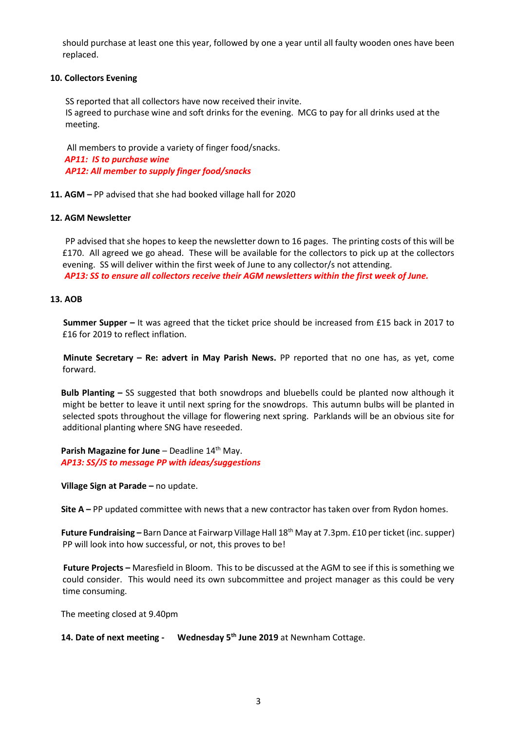should purchase at least one this year, followed by one a year until all faulty wooden ones have been replaced.

**10. Collectors Evening**

SS reported that all collectors have now received their invite.
IS agreed to purchase wine and soft drinks for the evening. MCG to pay for all drinks used at the meeting.

All members to provide a variety of finger food/snacks.
***AP11: IS to purchase wine***
***AP12: All member to supply finger food/snacks***

**11. AGM –** PP advised that she had booked village hall for 2020

**12. AGM Newsletter**

PP advised that she hopes to keep the newsletter down to 16 pages. The printing costs of this will be £170. All agreed we go ahead. These will be available for the collectors to pick up at the collectors evening. SS will deliver within the first week of June to any collector/s not attending.
***AP13: SS to ensure all collectors receive their AGM newsletters within the first week of June.***

**13. AOB**

**Summer Supper –** It was agreed that the ticket price should be increased from £15 back in 2017 to £16 for 2019 to reflect inflation.

**Minute Secretary – Re: advert in May Parish News.** PP reported that no one has, as yet, come forward.

**Bulb Planting –** SS suggested that both snowdrops and bluebells could be planted now although it might be better to leave it until next spring for the snowdrops. This autumn bulbs will be planted in selected spots throughout the village for flowering next spring. Parklands will be an obvious site for additional planting where SNG have reseeded.

**Parish Magazine for June** – Deadline 14th May.
***AP13: SS/JS to message PP with ideas/suggestions***

**Village Sign at Parade –** no update.

**Site A –** PP updated committee with news that a new contractor has taken over from Rydon homes.

**Future Fundraising –** Barn Dance at Fairwarp Village Hall 18th May at 7.3pm. £10 per ticket (inc. supper) PP will look into how successful, or not, this proves to be!

**Future Projects –** Maresfield in Bloom. This to be discussed at the AGM to see if this is something we could consider. This would need its own subcommittee and project manager as this could be very time consuming.

The meeting closed at 9.40pm

**14. Date of next meeting - Wednesday 5th June 2019** at Newnham Cottage.